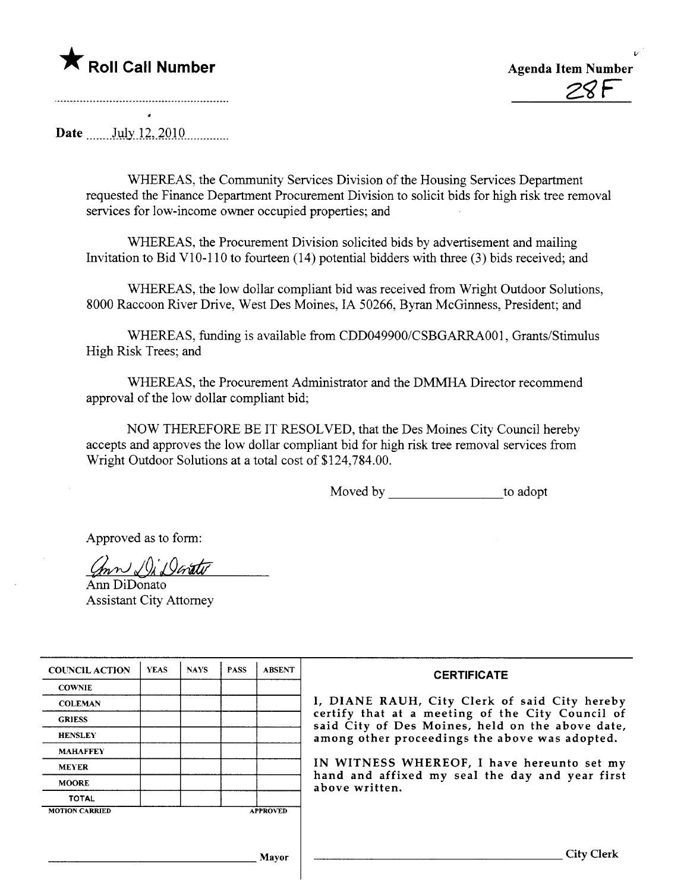★ **Roll Call Number**

**Agenda Item Number**

28F

Date July 12, 2010

WHEREAS, the Community Services Division of the Housing Services Department requested the Finance Department Procurement Division to solicit bids for high risk tree removal services for low-income owner occupied properties; and

WHEREAS, the Procurement Division solicited bids by advertisement and mailing Invitation to Bid V10-110 to fourteen (14) potential bidders with three (3) bids received; and

WHEREAS, the low dollar compliant bid was received from Wright Outdoor Solutions, 8000 Raccoon River Drive, West Des Moines, IA 50266, Byran McGinness, President; and

WHEREAS, funding is available from CDD049900/CSBGARRA001, Grants/Stimulus High Risk Trees; and

WHEREAS, the Procurement Administrator and the DMMHA Director recommend approval of the low dollar compliant bid;

NOW THEREFORE BE IT RESOLVED, that the Des Moines City Council hereby accepts and approves the low dollar compliant bid for high risk tree removal services from Wright Outdoor Solutions at a total cost of $124,784.00.

Moved by ________________ to adopt

Approved as to form:

Ann DiDonato
Assistant City Attorney

| COUNCIL ACTION | YEAS | NAYS | PASS | ABSENT |
|---|---|---|---|---|
| COWNIE | | | | |
| COLEMAN | | | | |
| GRIESS | | | | |
| HENSLEY | | | | |
| MAHAFFEY | | | | |
| MEYER | | | | |
| MOORE | | | | |
| TOTAL | | | | |
| MOTION CARRIED | | | | APPROVED |

________________ Mayor

**CERTIFICATE**

I, DIANE RAUH, City Clerk of said City hereby certify that at a meeting of the City Council of said City of Des Moines, held on the above date, among other proceedings the above was adopted.

IN WITNESS WHEREOF, I have hereunto set my hand and affixed my seal the day and year first above written.

________________ City Clerk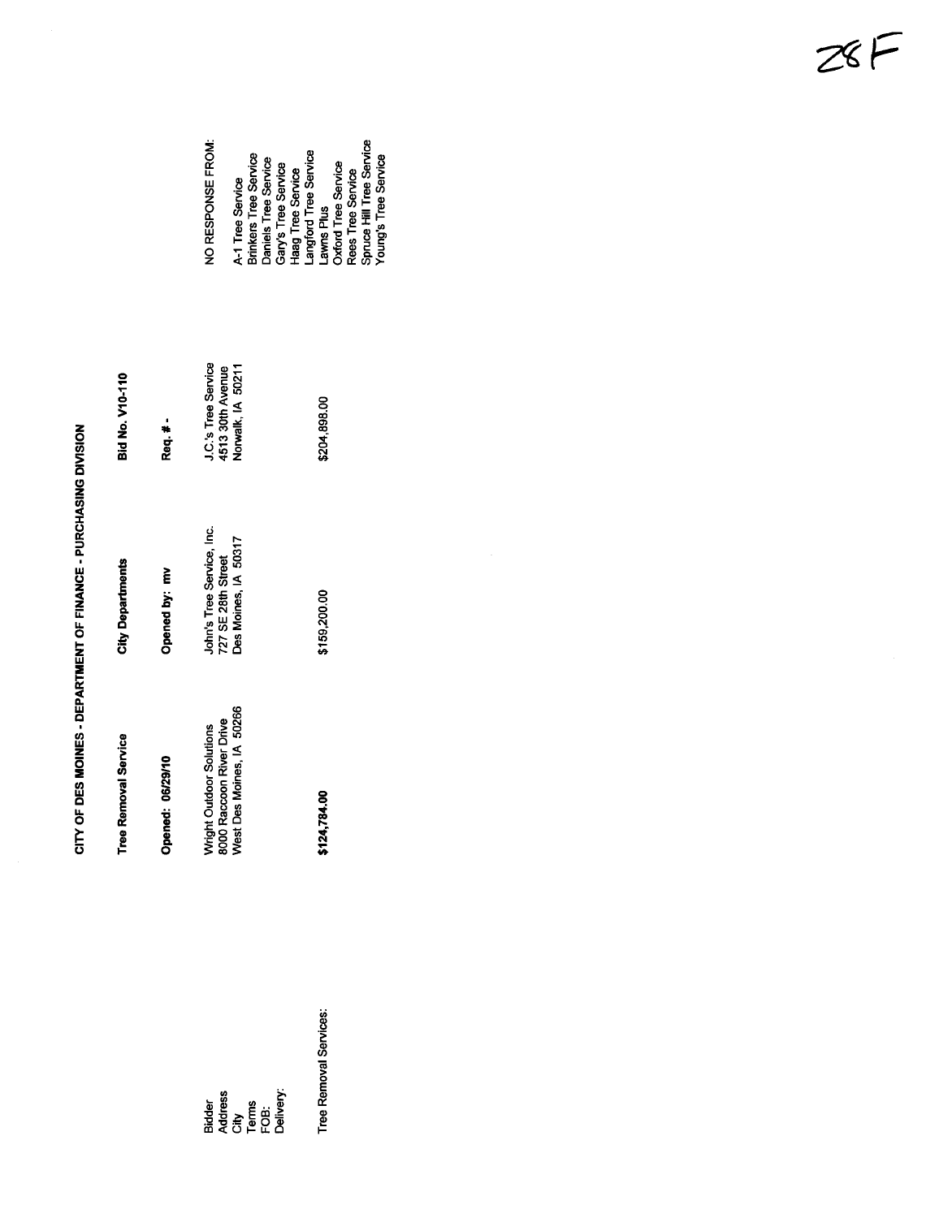28F

# CITY OF DES MOINES - DEPARTMENT OF FINANCE - PURCHASING DIVISION

| Tree Removal Service | City Departments | Bid No. V10-110 |
| --- | --- | --- |
| Opened: 06/29/10 | Opened by: mv | Req. # - |

| | | | |
| --- | --- | --- | --- |
| Bidder | Wright Outdoor Solutions | John's Tree Service, Inc. | J.C.'s Tree Service |
| Address | 8000 Raccoon River Drive | 727 SE 28th Street | 4513 30th Avenue |
| City | West Des Moines, IA 50266 | Des Moines, IA 50317 | Norwalk, IA 50211 |
| Terms | | | |
| FOB: | | | |
| Delivery: | | | |
| Tree Removal Services: | $124,784.00 | $159,200.00 | $204,898.00 |

NO RESPONSE FROM:

A-1 Tree Service
Brinkers Tree Service
Daniels Tree Service
Gary's Tree Service
Haag Tree Service
Langford Tree Service
Lawns Plus
Oxford Tree Service
Rees Tree Service
Spruce Hill Tree Service
Young's Tree Service